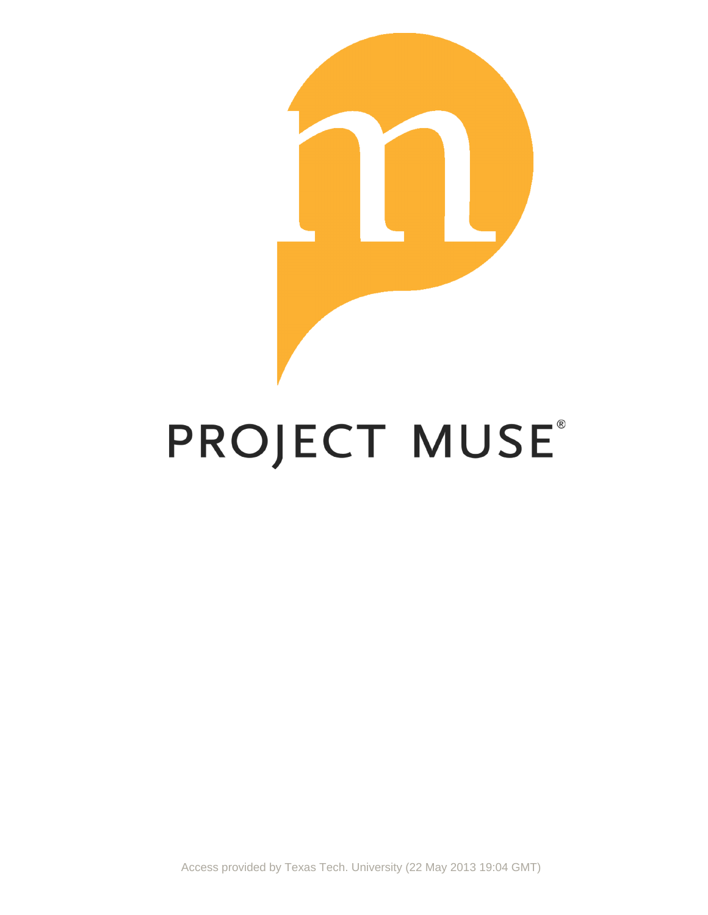PROJECT MUSE®

Access provided by Texas Tech. University (22 May 2013 19:04 GMT)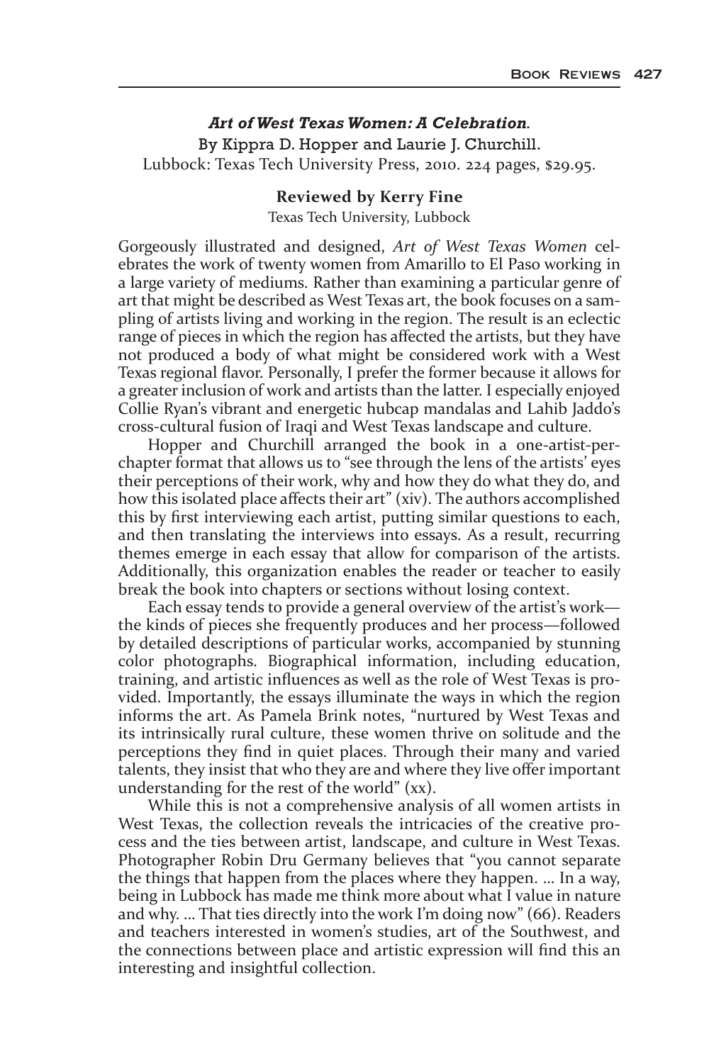### *Art of West Texas Women: A Celebration.*

By Kippra D. Hopper and Laurie J. Churchill.
Lubbock: Texas Tech University Press, 2010. 224 pages, $29.95.

**Reviewed by Kerry Fine**
Texas Tech University, Lubbock

Gorgeously illustrated and designed, *Art of West Texas Women* celebrates the work of twenty women from Amarillo to El Paso working in a large variety of mediums. Rather than examining a particular genre of art that might be described as West Texas art, the book focuses on a sampling of artists living and working in the region. The result is an eclectic range of pieces in which the region has affected the artists, but they have not produced a body of what might be considered work with a West Texas regional flavor. Personally, I prefer the former because it allows for a greater inclusion of work and artists than the latter. I especially enjoyed Collie Ryan's vibrant and energetic hubcap mandalas and Lahib Jaddo's cross-cultural fusion of Iraqi and West Texas landscape and culture.

Hopper and Churchill arranged the book in a one-artist-per-chapter format that allows us to "see through the lens of the artists' eyes their perceptions of their work, why and how they do what they do, and how this isolated place affects their art" (xiv). The authors accomplished this by first interviewing each artist, putting similar questions to each, and then translating the interviews into essays. As a result, recurring themes emerge in each essay that allow for comparison of the artists. Additionally, this organization enables the reader or teacher to easily break the book into chapters or sections without losing context.

Each essay tends to provide a general overview of the artist's work—the kinds of pieces she frequently produces and her process—followed by detailed descriptions of particular works, accompanied by stunning color photographs. Biographical information, including education, training, and artistic influences as well as the role of West Texas is provided. Importantly, the essays illuminate the ways in which the region informs the art. As Pamela Brink notes, "nurtured by West Texas and its intrinsically rural culture, these women thrive on solitude and the perceptions they find in quiet places. Through their many and varied talents, they insist that who they are and where they live offer important understanding for the rest of the world" (xx).

While this is not a comprehensive analysis of all women artists in West Texas, the collection reveals the intricacies of the creative process and the ties between artist, landscape, and culture in West Texas. Photographer Robin Dru Germany believes that "you cannot separate the things that happen from the places where they happen. ... In a way, being in Lubbock has made me think more about what I value in nature and why. ... That ties directly into the work I'm doing now" (66). Readers and teachers interested in women's studies, art of the Southwest, and the connections between place and artistic expression will find this an interesting and insightful collection.